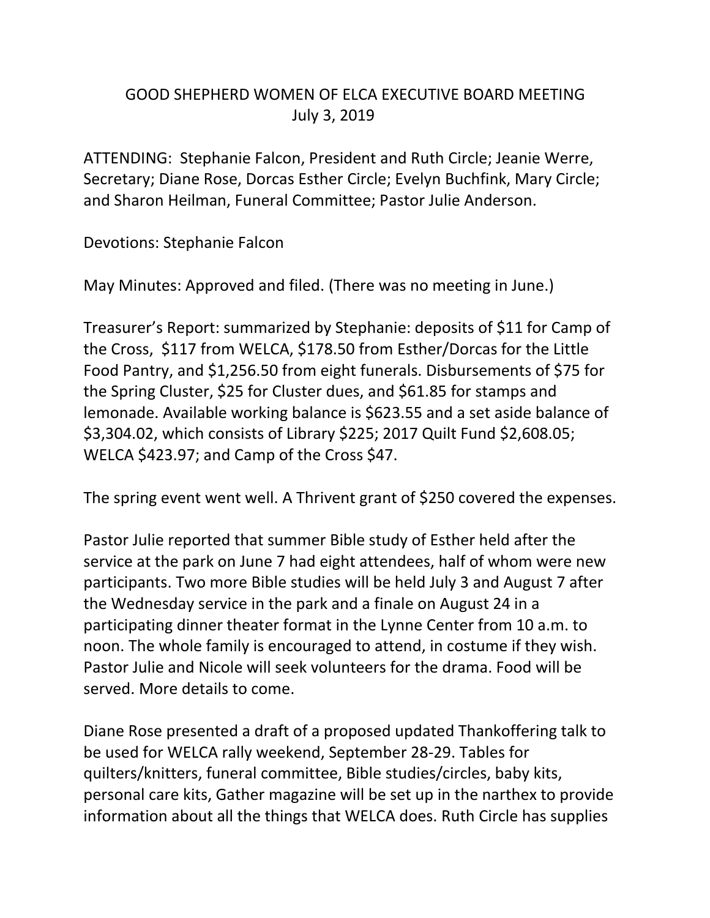# GOOD SHEPHERD WOMEN OF ELCA EXECUTIVE BOARD MEETING
## July 3, 2019

ATTENDING: Stephanie Falcon, President and Ruth Circle; Jeanie Werre, Secretary; Diane Rose, Dorcas Esther Circle; Evelyn Buchfink, Mary Circle; and Sharon Heilman, Funeral Committee; Pastor Julie Anderson.

Devotions: Stephanie Falcon

May Minutes: Approved and filed. (There was no meeting in June.)

Treasurer's Report: summarized by Stephanie: deposits of $11 for Camp of the Cross, $117 from WELCA, $178.50 from Esther/Dorcas for the Little Food Pantry, and $1,256.50 from eight funerals. Disbursements of $75 for the Spring Cluster, $25 for Cluster dues, and $61.85 for stamps and lemonade. Available working balance is $623.55 and a set aside balance of $3,304.02, which consists of Library $225; 2017 Quilt Fund $2,608.05; WELCA $423.97; and Camp of the Cross $47.

The spring event went well. A Thrivent grant of $250 covered the expenses.

Pastor Julie reported that summer Bible study of Esther held after the service at the park on June 7 had eight attendees, half of whom were new participants. Two more Bible studies will be held July 3 and August 7 after the Wednesday service in the park and a finale on August 24 in a participating dinner theater format in the Lynne Center from 10 a.m. to noon. The whole family is encouraged to attend, in costume if they wish. Pastor Julie and Nicole will seek volunteers for the drama. Food will be served. More details to come.

Diane Rose presented a draft of a proposed updated Thankoffering talk to be used for WELCA rally weekend, September 28-29. Tables for quilters/knitters, funeral committee, Bible studies/circles, baby kits, personal care kits, Gather magazine will be set up in the narthex to provide information about all the things that WELCA does. Ruth Circle has supplies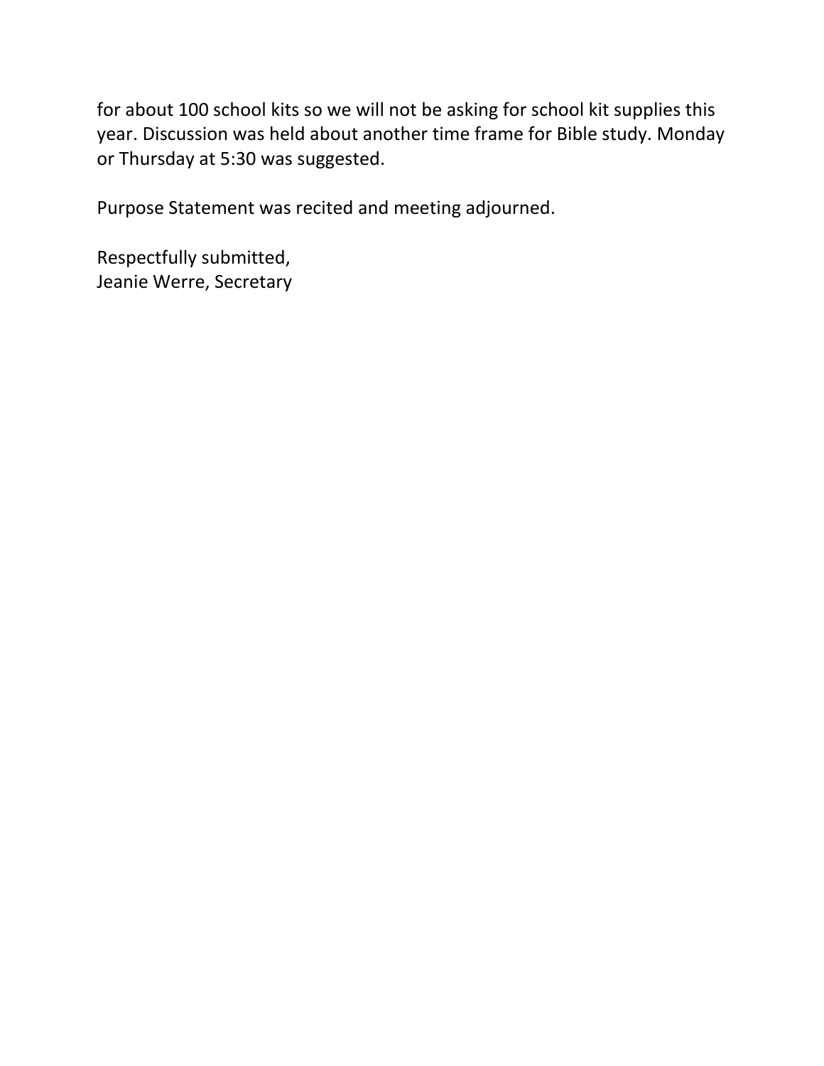for about 100 school kits so we will not be asking for school kit supplies this year. Discussion was held about another time frame for Bible study. Monday or Thursday at 5:30 was suggested.

Purpose Statement was recited and meeting adjourned.

Respectfully submitted,
Jeanie Werre, Secretary